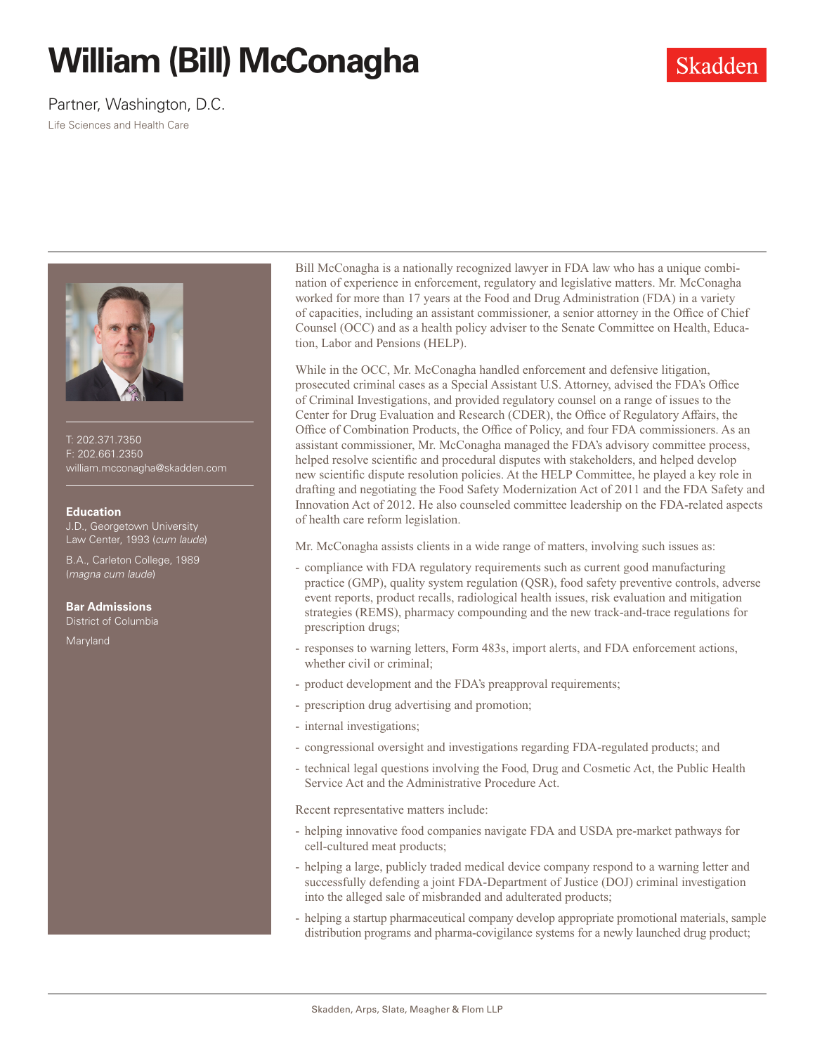# William (Bill) McConagha

Skadden

Partner, Washington, D.C.

Life Sciences and Health Care

T: 202.371.7350
F: 202.661.2350
william.mcconagha@skadden.com

**Education**

J.D., Georgetown University Law Center, 1993 (*cum laude*)

B.A., Carleton College, 1989 (*magna cum laude*)

**Bar Admissions**

District of Columbia

Maryland

Bill McConagha is a nationally recognized lawyer in FDA law who has a unique combination of experience in enforcement, regulatory and legislative matters. Mr. McConagha worked for more than 17 years at the Food and Drug Administration (FDA) in a variety of capacities, including an assistant commissioner, a senior attorney in the Office of Chief Counsel (OCC) and as a health policy adviser to the Senate Committee on Health, Education, Labor and Pensions (HELP).

While in the OCC, Mr. McConagha handled enforcement and defensive litigation, prosecuted criminal cases as a Special Assistant U.S. Attorney, advised the FDA's Office of Criminal Investigations, and provided regulatory counsel on a range of issues to the Center for Drug Evaluation and Research (CDER), the Office of Regulatory Affairs, the Office of Combination Products, the Office of Policy, and four FDA commissioners. As an assistant commissioner, Mr. McConagha managed the FDA's advisory committee process, helped resolve scientific and procedural disputes with stakeholders, and helped develop new scientific dispute resolution policies. At the HELP Committee, he played a key role in drafting and negotiating the Food Safety Modernization Act of 2011 and the FDA Safety and Innovation Act of 2012. He also counseled committee leadership on the FDA-related aspects of health care reform legislation.

Mr. McConagha assists clients in a wide range of matters, involving such issues as:

- compliance with FDA regulatory requirements such as current good manufacturing practice (GMP), quality system regulation (QSR), food safety preventive controls, adverse event reports, product recalls, radiological health issues, risk evaluation and mitigation strategies (REMS), pharmacy compounding and the new track-and-trace regulations for prescription drugs;
- responses to warning letters, Form 483s, import alerts, and FDA enforcement actions, whether civil or criminal;
- product development and the FDA's preapproval requirements;
- prescription drug advertising and promotion;
- internal investigations;
- congressional oversight and investigations regarding FDA-regulated products; and
- technical legal questions involving the Food, Drug and Cosmetic Act, the Public Health Service Act and the Administrative Procedure Act.

Recent representative matters include:

- helping innovative food companies navigate FDA and USDA pre-market pathways for cell-cultured meat products;
- helping a large, publicly traded medical device company respond to a warning letter and successfully defending a joint FDA-Department of Justice (DOJ) criminal investigation into the alleged sale of misbranded and adulterated products;
- helping a startup pharmaceutical company develop appropriate promotional materials, sample distribution programs and pharma-covigilance systems for a newly launched drug product;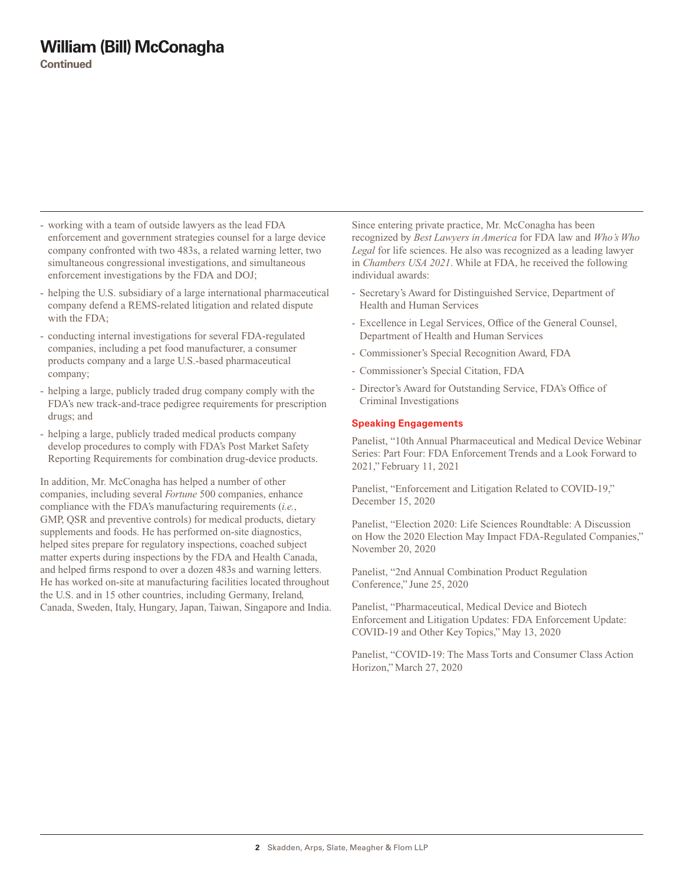# William (Bill) McConagha

**Continued**

- working with a team of outside lawyers as the lead FDA enforcement and government strategies counsel for a large device company confronted with two 483s, a related warning letter, two simultaneous congressional investigations, and simultaneous enforcement investigations by the FDA and DOJ;
- helping the U.S. subsidiary of a large international pharmaceutical company defend a REMS-related litigation and related dispute with the FDA;
- conducting internal investigations for several FDA-regulated companies, including a pet food manufacturer, a consumer products company and a large U.S.-based pharmaceutical company;
- helping a large, publicly traded drug company comply with the FDA's new track-and-trace pedigree requirements for prescription drugs; and
- helping a large, publicly traded medical products company develop procedures to comply with FDA's Post Market Safety Reporting Requirements for combination drug-device products.

In addition, Mr. McConagha has helped a number of other companies, including several *Fortune* 500 companies, enhance compliance with the FDA's manufacturing requirements (*i.e.*, GMP, QSR and preventive controls) for medical products, dietary supplements and foods. He has performed on-site diagnostics, helped sites prepare for regulatory inspections, coached subject matter experts during inspections by the FDA and Health Canada, and helped firms respond to over a dozen 483s and warning letters. He has worked on-site at manufacturing facilities located throughout the U.S. and in 15 other countries, including Germany, Ireland, Canada, Sweden, Italy, Hungary, Japan, Taiwan, Singapore and India.

Since entering private practice, Mr. McConagha has been recognized by *Best Lawyers in America* for FDA law and *Who's Who Legal* for life sciences. He also was recognized as a leading lawyer in *Chambers USA 2021*. While at FDA, he received the following individual awards:

- Secretary's Award for Distinguished Service, Department of Health and Human Services
- Excellence in Legal Services, Office of the General Counsel, Department of Health and Human Services
- Commissioner's Special Recognition Award, FDA
- Commissioner's Special Citation, FDA
- Director's Award for Outstanding Service, FDA's Office of Criminal Investigations

## Speaking Engagements

Panelist, "10th Annual Pharmaceutical and Medical Device Webinar Series: Part Four: FDA Enforcement Trends and a Look Forward to 2021," February 11, 2021

Panelist, "Enforcement and Litigation Related to COVID-19," December 15, 2020

Panelist, "Election 2020: Life Sciences Roundtable: A Discussion on How the 2020 Election May Impact FDA-Regulated Companies," November 20, 2020

Panelist, "2nd Annual Combination Product Regulation Conference," June 25, 2020

Panelist, "Pharmaceutical, Medical Device and Biotech Enforcement and Litigation Updates: FDA Enforcement Update: COVID-19 and Other Key Topics," May 13, 2020

Panelist, "COVID-19: The Mass Torts and Consumer Class Action Horizon," March 27, 2020